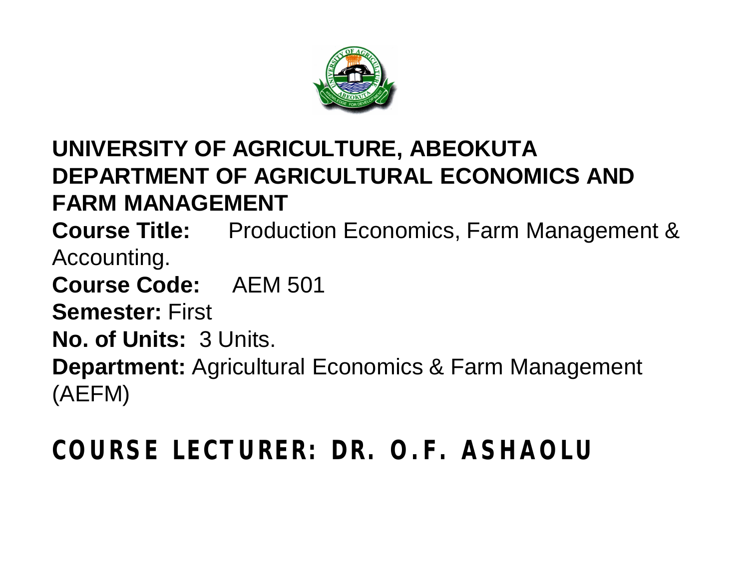**UNIVERSITY OF AGRICULTURE, ABEOKUTA**
**DEPARTMENT OF AGRICULTURAL ECONOMICS AND FARM MANAGEMENT**

**Course Title:** Production Economics, Farm Management & Accounting.

**Course Code:** AEM 501

**Semester:** First

**No. of Units:** 3 Units.

**Department:** Agricultural Economics & Farm Management (AEFM)

## COURSE LECTURER: DR. O.F. ASHAOLU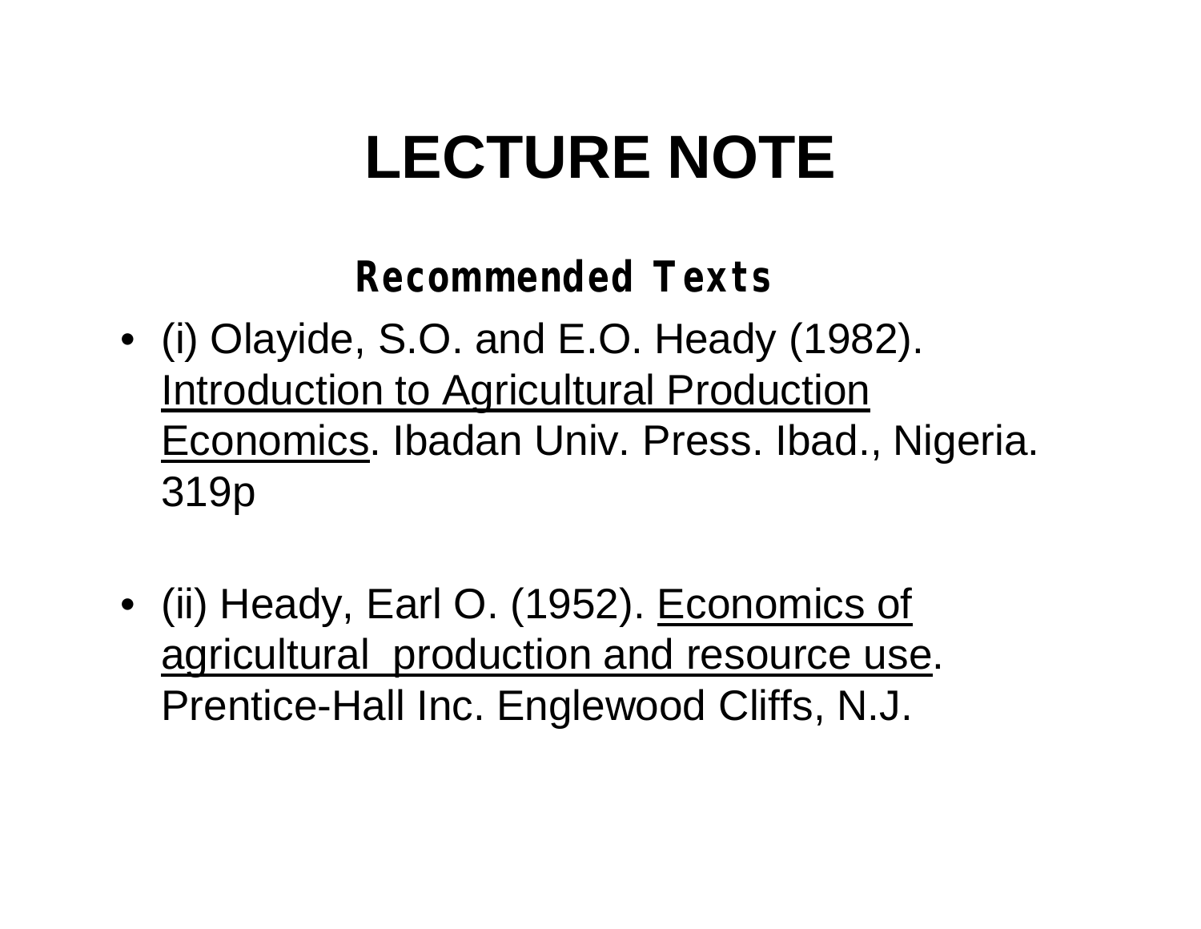# LECTURE NOTE

## Recommended Texts

- (i) Olayide, S.O. and E.O. Heady (1982). Introduction to Agricultural Production Economics. Ibadan Univ. Press. Ibad., Nigeria. 319p

- (ii) Heady, Earl O. (1952). Economics of agricultural production and resource use. Prentice-Hall Inc. Englewood Cliffs, N.J.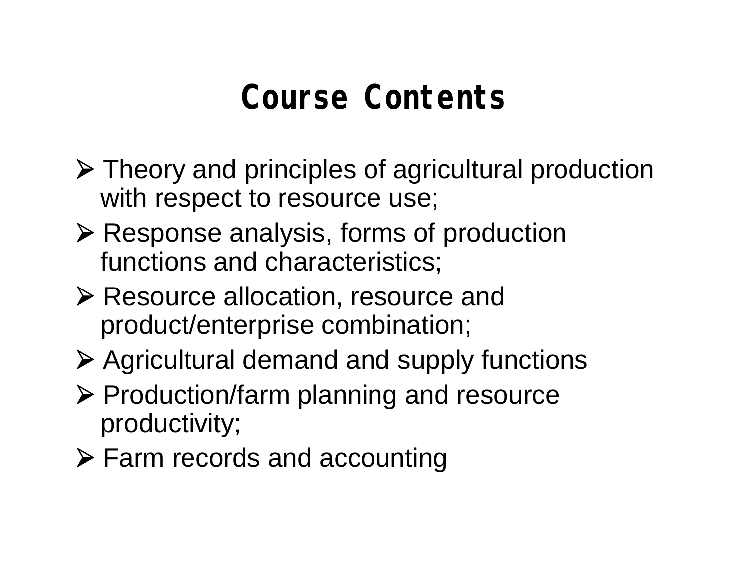# Course Contents

- Theory and principles of agricultural production with respect to resource use;
- Response analysis, forms of production functions and characteristics;
- Resource allocation, resource and product/enterprise combination;
- Agricultural demand and supply functions
- Production/farm planning and resource productivity;
- Farm records and accounting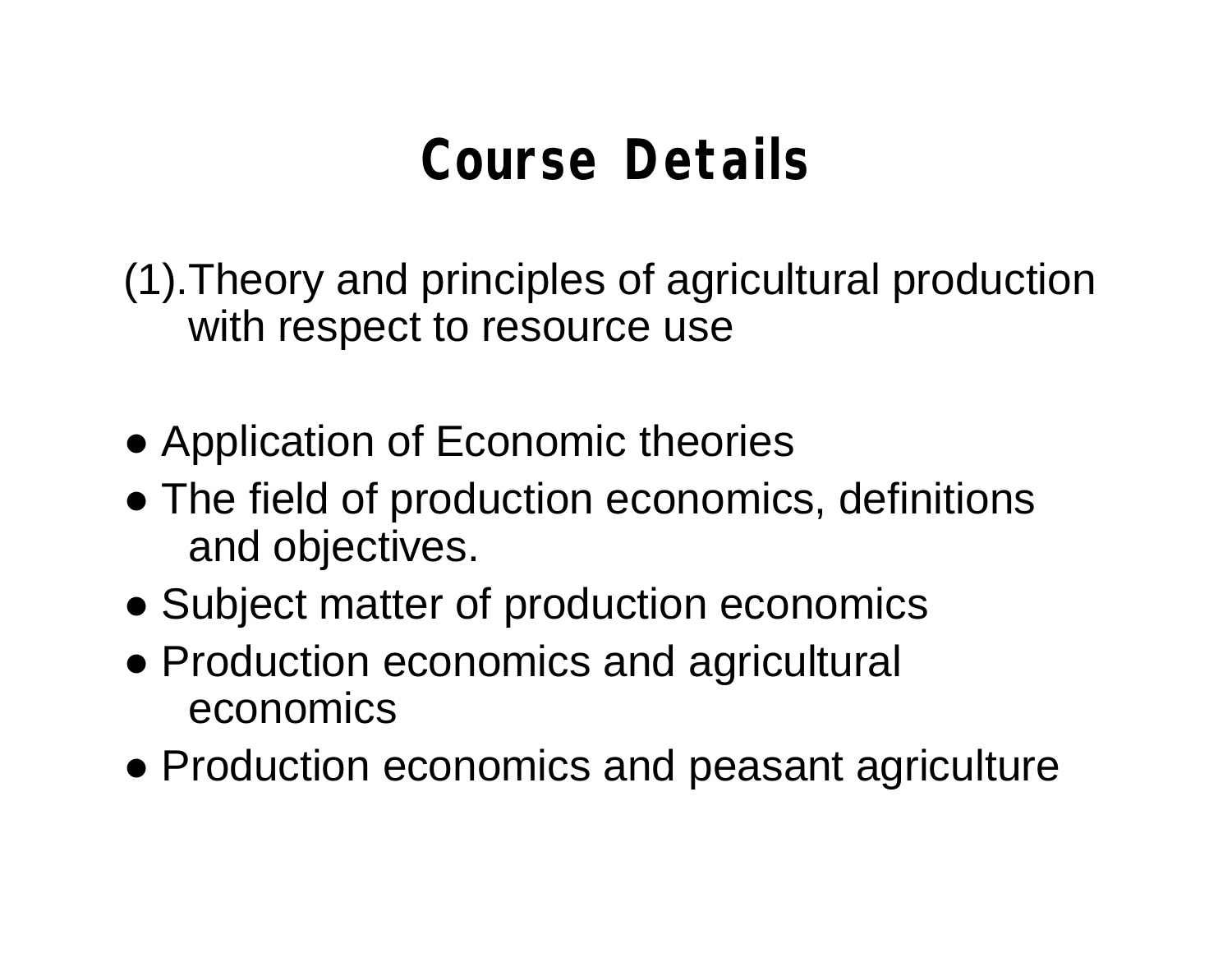# Course Details

(1). Theory and principles of agricultural production with respect to resource use

- Application of Economic theories
- The field of production economics, definitions and objectives.
- Subject matter of production economics
- Production economics and agricultural economics
- Production economics and peasant agriculture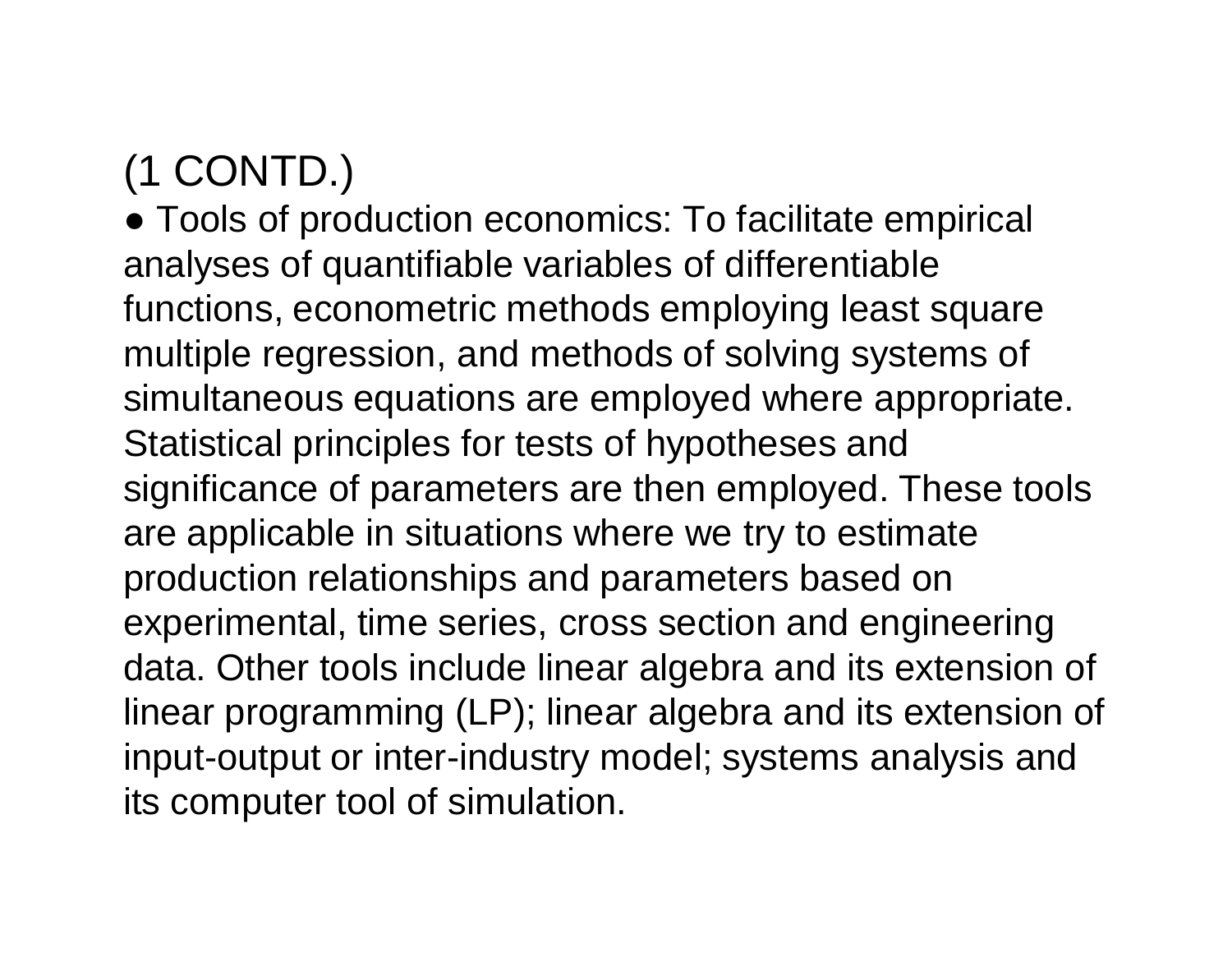(1 CONTD.)

- Tools of production economics: To facilitate empirical analyses of quantifiable variables of differentiable functions, econometric methods employing least square multiple regression, and methods of solving systems of simultaneous equations are employed where appropriate. Statistical principles for tests of hypotheses and significance of parameters are then employed. These tools are applicable in situations where we try to estimate production relationships and parameters based on experimental, time series, cross section and engineering data. Other tools include linear algebra and its extension of linear programming (LP); linear algebra and its extension of input-output or inter-industry model; systems analysis and its computer tool of simulation.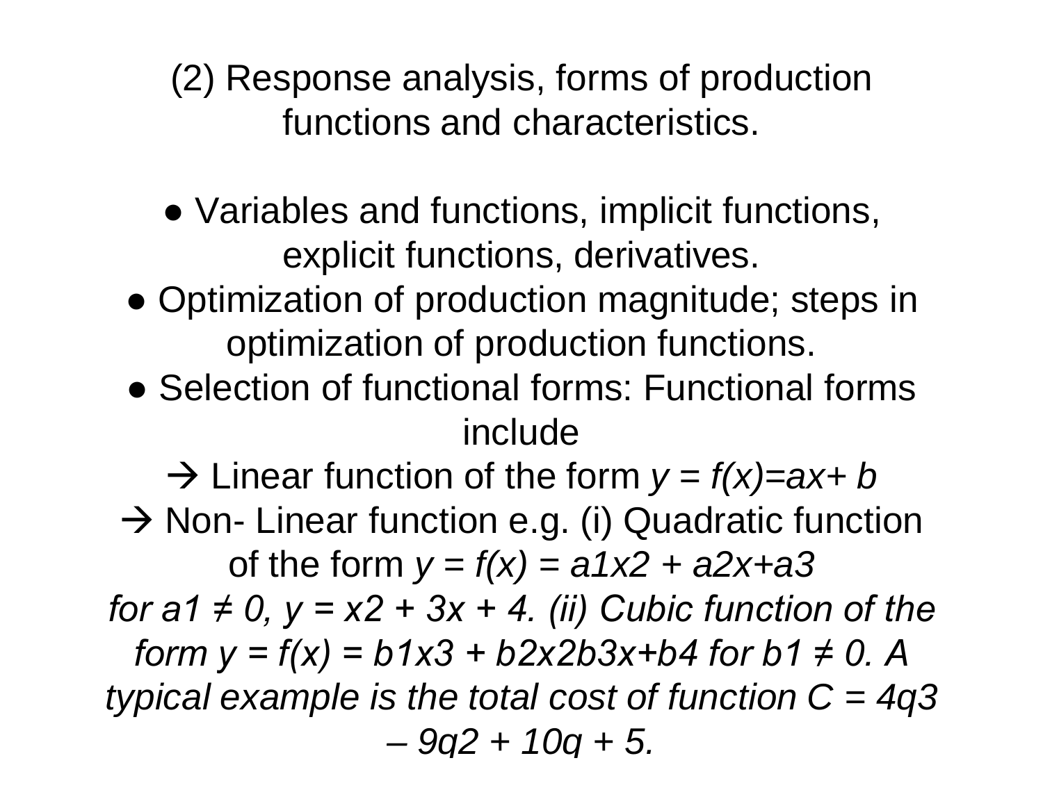## (2) Response analysis, forms of production functions and characteristics.

- Variables and functions, implicit functions, explicit functions, derivatives.
- Optimization of production magnitude; steps in optimization of production functions.
- Selection of functional forms: Functional forms include

→ Linear function of the form $y = f(x) = ax + b$

→ Non- Linear function e.g. (i) Quadratic function of the form $y = f(x) = a_1x^2 + a_2x + a_3$ *for* $a_1 \neq 0$, $y = x^2 + 3x + 4$. *(ii) Cubic function of the form* $y = f(x) = b_1x^3 + b_2x^2 b_3x + b_4$ *for* $b_1 \neq 0$. *A typical example is the total cost of function* $C = 4q^3 - 9q^2 + 10q + 5$.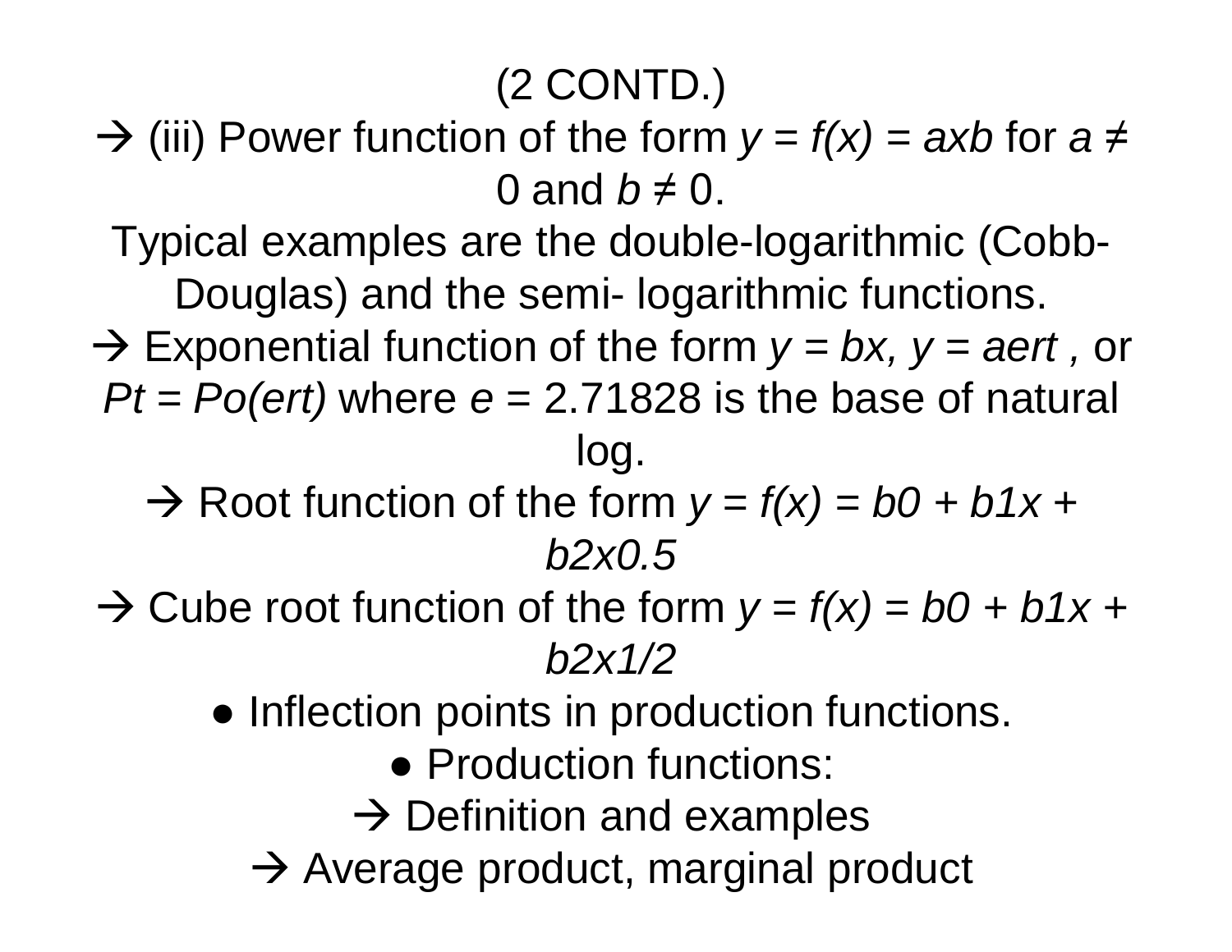(2 CONTD.)

→ (iii) Power function of the form $y = f(x) = axb$ for $a \neq 0$ and $b \neq 0$.

Typical examples are the double-logarithmic (Cobb-Douglas) and the semi- logarithmic functions.

→ Exponential function of the form $y = bx$, $y = aert$ , or $Pt = Po(ert)$ where $e = 2.71828$ is the base of natural log.

→ Root function of the form $y = f(x) = b0 + b1x + b2x0.5$

→ Cube root function of the form $y = f(x) = b0 + b1x + b2x1/2$

- Inflection points in production functions.
- Production functions:

→ Definition and examples

→ Average product, marginal product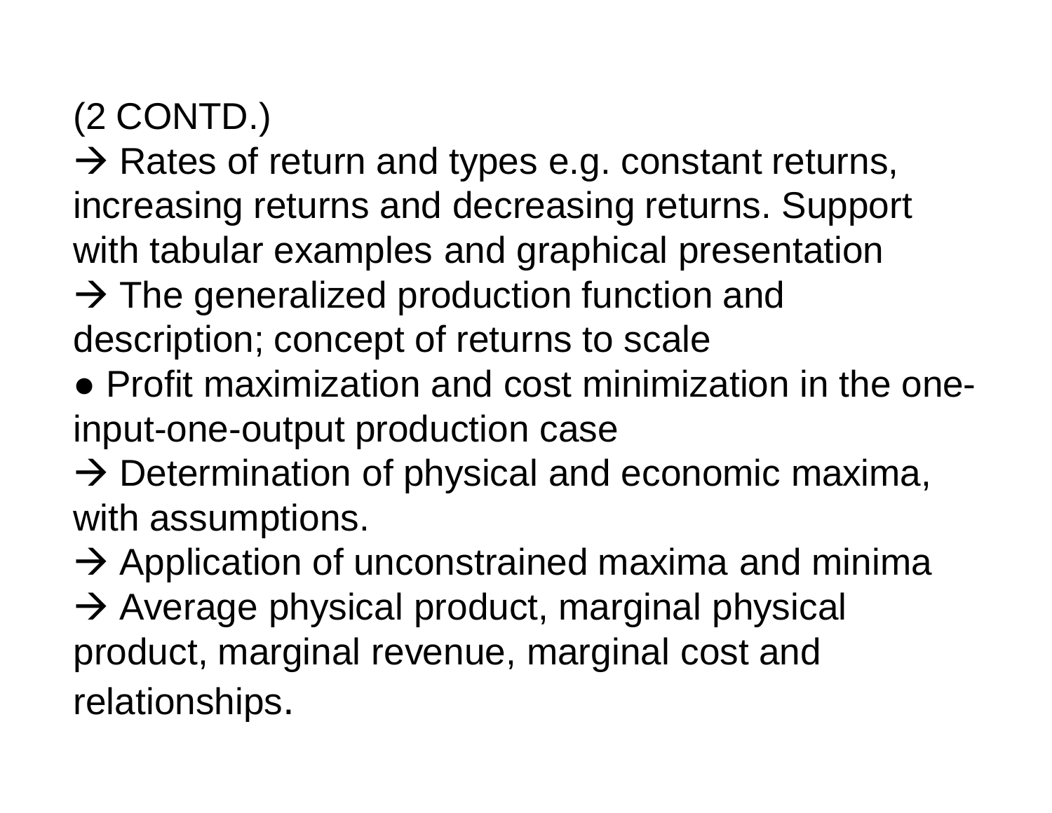(2 CONTD.)

→ Rates of return and types e.g. constant returns, increasing returns and decreasing returns. Support with tabular examples and graphical presentation

→ The generalized production function and description; concept of returns to scale

- Profit maximization and cost minimization in the one-input-one-output production case

→ Determination of physical and economic maxima, with assumptions.

→ Application of unconstrained maxima and minima

→ Average physical product, marginal physical product, marginal revenue, marginal cost and relationships.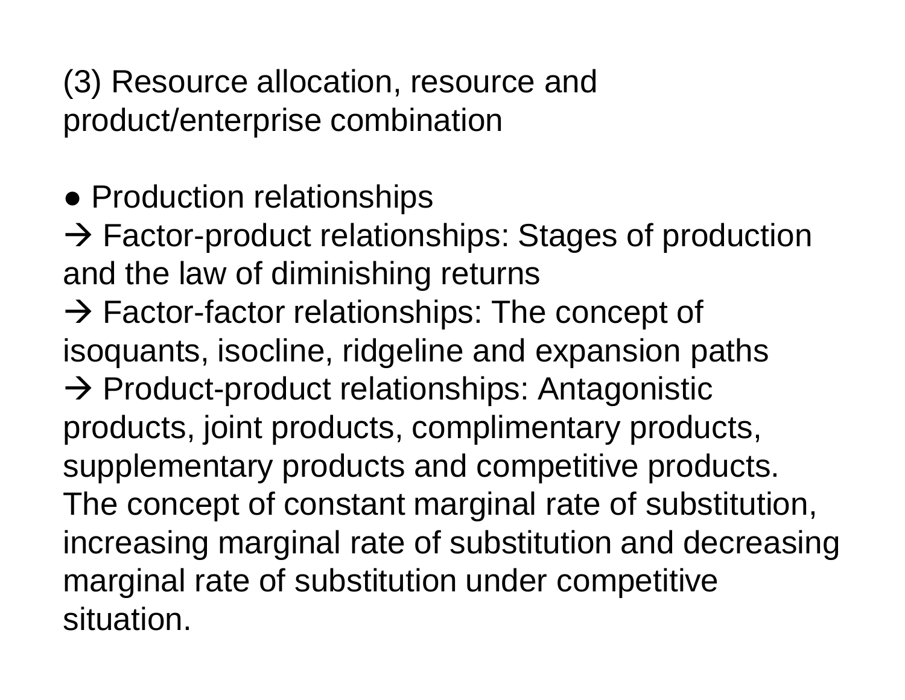(3) Resource allocation, resource and product/enterprise combination

● Production relationships

→ Factor-product relationships: Stages of production and the law of diminishing returns

→ Factor-factor relationships: The concept of isoquants, isocline, ridgeline and expansion paths

→ Product-product relationships: Antagonistic products, joint products, complimentary products, supplementary products and competitive products. The concept of constant marginal rate of substitution, increasing marginal rate of substitution and decreasing marginal rate of substitution under competitive situation.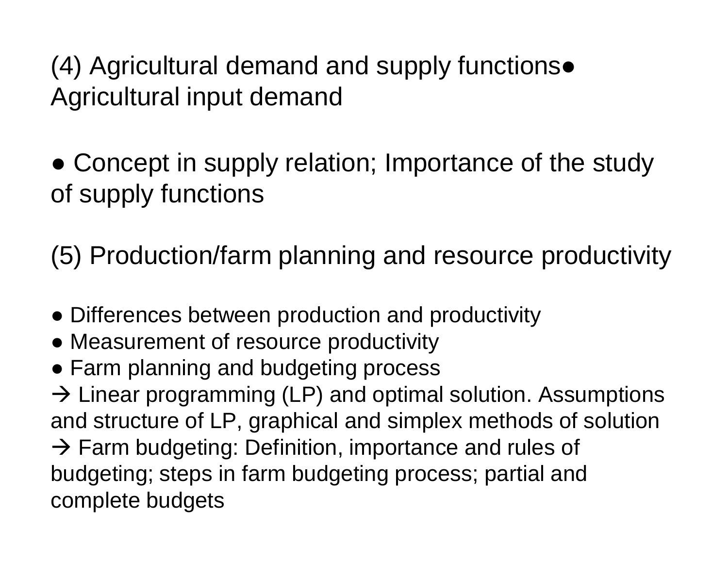(4) Agricultural demand and supply functions● Agricultural input demand

● Concept in supply relation; Importance of the study of supply functions

(5) Production/farm planning and resource productivity

● Differences between production and productivity
● Measurement of resource productivity
● Farm planning and budgeting process
→ Linear programming (LP) and optimal solution. Assumptions and structure of LP, graphical and simplex methods of solution
→ Farm budgeting: Definition, importance and rules of budgeting; steps in farm budgeting process; partial and complete budgets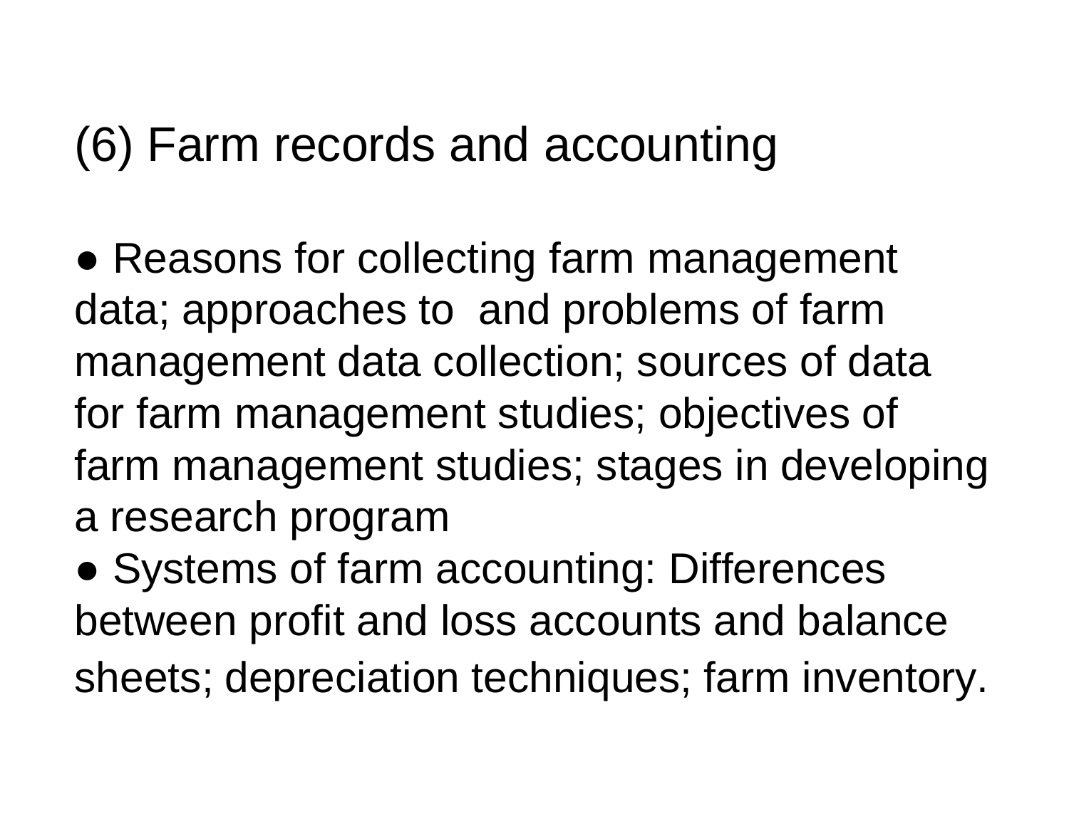## (6) Farm records and accounting

- Reasons for collecting farm management data; approaches to and problems of farm management data collection; sources of data for farm management studies; objectives of farm management studies; stages in developing a research program
- Systems of farm accounting: Differences between profit and loss accounts and balance sheets; depreciation techniques; farm inventory.